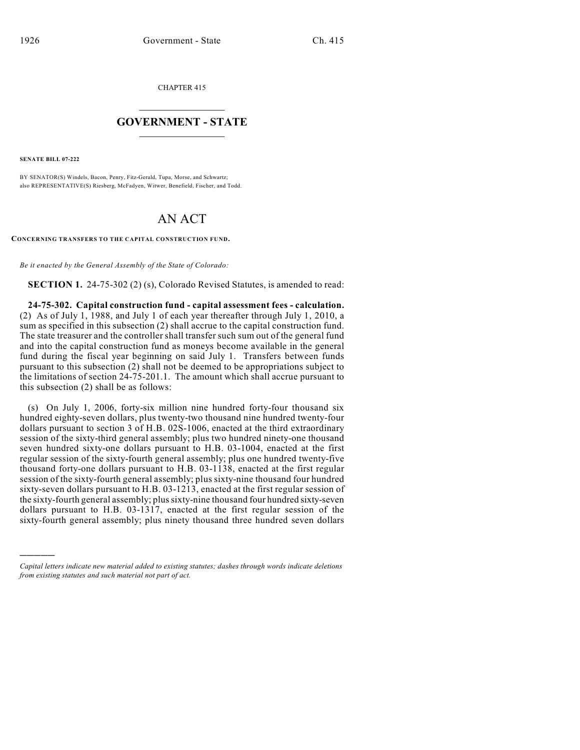CHAPTER 415

## GOVERNMENT - STATE

**SENATE BILL 07-222**

BY SENATOR(S) Windels, Bacon, Penry, Fitz-Gerald, Tupa, Morse, and Schwartz;
also REPRESENTATIVE(S) Riesberg, McFadyen, Witwer, Benefield, Fischer, and Todd.

# AN ACT

**CONCERNING TRANSFERS TO THE CAPITAL CONSTRUCTION FUND.**

*Be it enacted by the General Assembly of the State of Colorado:*

**SECTION 1.** 24-75-302 (2) (s), Colorado Revised Statutes, is amended to read:

**24-75-302. Capital construction fund - capital assessment fees - calculation.** (2) As of July 1, 1988, and July 1 of each year thereafter through July 1, 2010, a sum as specified in this subsection (2) shall accrue to the capital construction fund. The state treasurer and the controller shall transfer such sum out of the general fund and into the capital construction fund as moneys become available in the general fund during the fiscal year beginning on said July 1. Transfers between funds pursuant to this subsection (2) shall not be deemed to be appropriations subject to the limitations of section 24-75-201.1. The amount which shall accrue pursuant to this subsection (2) shall be as follows:

(s) On July 1, 2006, forty-six million nine hundred forty-four thousand six hundred eighty-seven dollars, plus twenty-two thousand nine hundred twenty-four dollars pursuant to section 3 of H.B. 02S-1006, enacted at the third extraordinary session of the sixty-third general assembly; plus two hundred ninety-one thousand seven hundred sixty-one dollars pursuant to H.B. 03-1004, enacted at the first regular session of the sixty-fourth general assembly; plus one hundred twenty-five thousand forty-one dollars pursuant to H.B. 03-1138, enacted at the first regular session of the sixty-fourth general assembly; plus sixty-nine thousand four hundred sixty-seven dollars pursuant to H.B. 03-1213, enacted at the first regular session of the sixty-fourth general assembly; plus sixty-nine thousand four hundred sixty-seven dollars pursuant to H.B. 03-1317, enacted at the first regular session of the sixty-fourth general assembly; plus ninety thousand three hundred seven dollars

*Capital letters indicate new material added to existing statutes; dashes through words indicate deletions from existing statutes and such material not part of act.*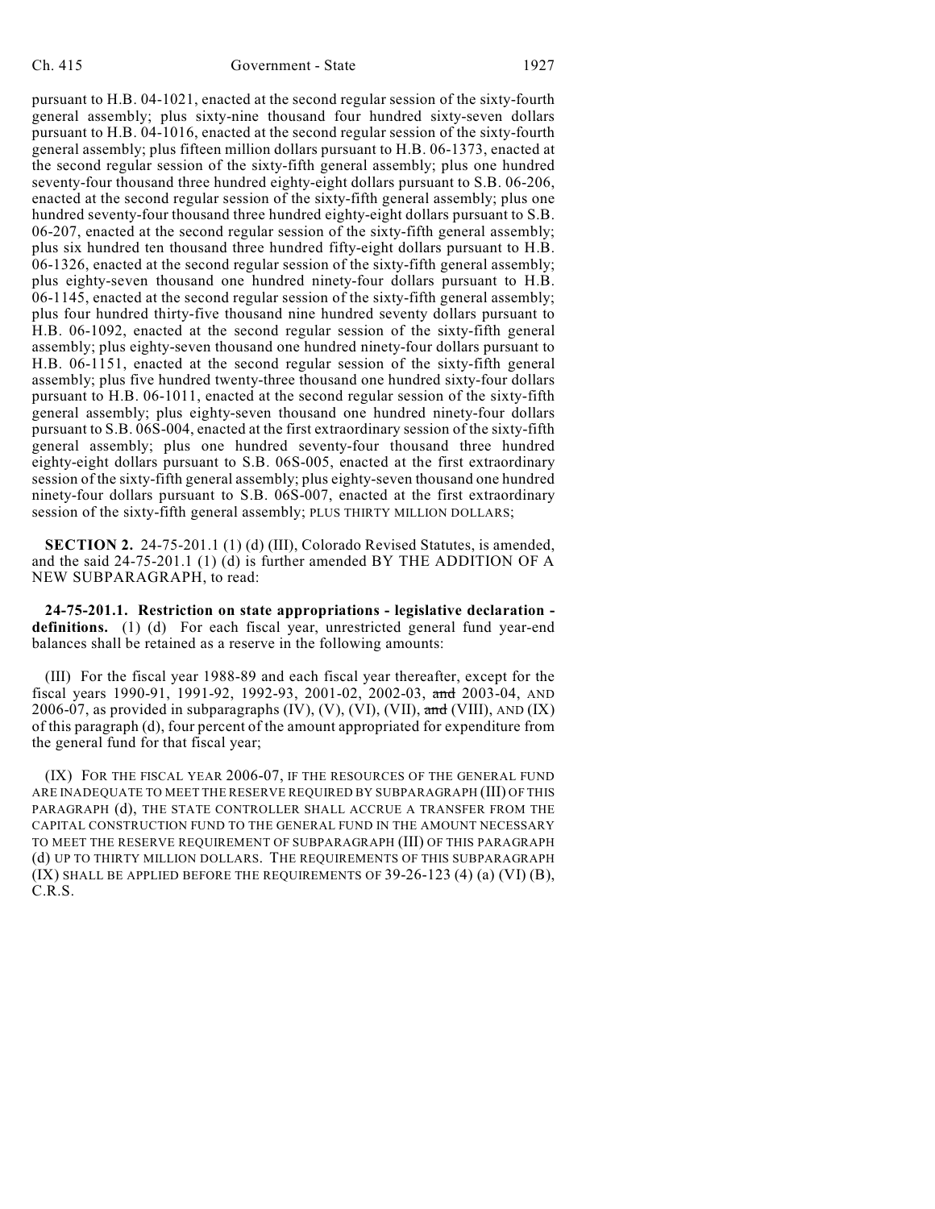pursuant to H.B. 04-1021, enacted at the second regular session of the sixty-fourth general assembly; plus sixty-nine thousand four hundred sixty-seven dollars pursuant to H.B. 04-1016, enacted at the second regular session of the sixty-fourth general assembly; plus fifteen million dollars pursuant to H.B. 06-1373, enacted at the second regular session of the sixty-fifth general assembly; plus one hundred seventy-four thousand three hundred eighty-eight dollars pursuant to S.B. 06-206, enacted at the second regular session of the sixty-fifth general assembly; plus one hundred seventy-four thousand three hundred eighty-eight dollars pursuant to S.B. 06-207, enacted at the second regular session of the sixty-fifth general assembly; plus six hundred ten thousand three hundred fifty-eight dollars pursuant to H.B. 06-1326, enacted at the second regular session of the sixty-fifth general assembly; plus eighty-seven thousand one hundred ninety-four dollars pursuant to H.B. 06-1145, enacted at the second regular session of the sixty-fifth general assembly; plus four hundred thirty-five thousand nine hundred seventy dollars pursuant to H.B. 06-1092, enacted at the second regular session of the sixty-fifth general assembly; plus eighty-seven thousand one hundred ninety-four dollars pursuant to H.B. 06-1151, enacted at the second regular session of the sixty-fifth general assembly; plus five hundred twenty-three thousand one hundred sixty-four dollars pursuant to H.B. 06-1011, enacted at the second regular session of the sixty-fifth general assembly; plus eighty-seven thousand one hundred ninety-four dollars pursuant to S.B. 06S-004, enacted at the first extraordinary session of the sixty-fifth general assembly; plus one hundred seventy-four thousand three hundred eighty-eight dollars pursuant to S.B. 06S-005, enacted at the first extraordinary session of the sixty-fifth general assembly; plus eighty-seven thousand one hundred ninety-four dollars pursuant to S.B. 06S-007, enacted at the first extraordinary session of the sixty-fifth general assembly; PLUS THIRTY MILLION DOLLARS;

**SECTION 2.** 24-75-201.1 (1) (d) (III), Colorado Revised Statutes, is amended, and the said 24-75-201.1 (1) (d) is further amended BY THE ADDITION OF A NEW SUBPARAGRAPH, to read:

**24-75-201.1. Restriction on state appropriations - legislative declaration - definitions.** (1) (d) For each fiscal year, unrestricted general fund year-end balances shall be retained as a reserve in the following amounts:

(III) For the fiscal year 1988-89 and each fiscal year thereafter, except for the fiscal years 1990-91, 1991-92, 1992-93, 2001-02, 2002-03, ~~and~~ 2003-04, AND 2006-07, as provided in subparagraphs (IV), (V), (VI), (VII), ~~and~~ (VIII), AND (IX) of this paragraph (d), four percent of the amount appropriated for expenditure from the general fund for that fiscal year;

(IX) FOR THE FISCAL YEAR 2006-07, IF THE RESOURCES OF THE GENERAL FUND ARE INADEQUATE TO MEET THE RESERVE REQUIRED BY SUBPARAGRAPH (III) OF THIS PARAGRAPH (d), THE STATE CONTROLLER SHALL ACCRUE A TRANSFER FROM THE CAPITAL CONSTRUCTION FUND TO THE GENERAL FUND IN THE AMOUNT NECESSARY TO MEET THE RESERVE REQUIREMENT OF SUBPARAGRAPH (III) OF THIS PARAGRAPH (d) UP TO THIRTY MILLION DOLLARS. THE REQUIREMENTS OF THIS SUBPARAGRAPH (IX) SHALL BE APPLIED BEFORE THE REQUIREMENTS OF 39-26-123 (4) (a) (VI) (B), C.R.S.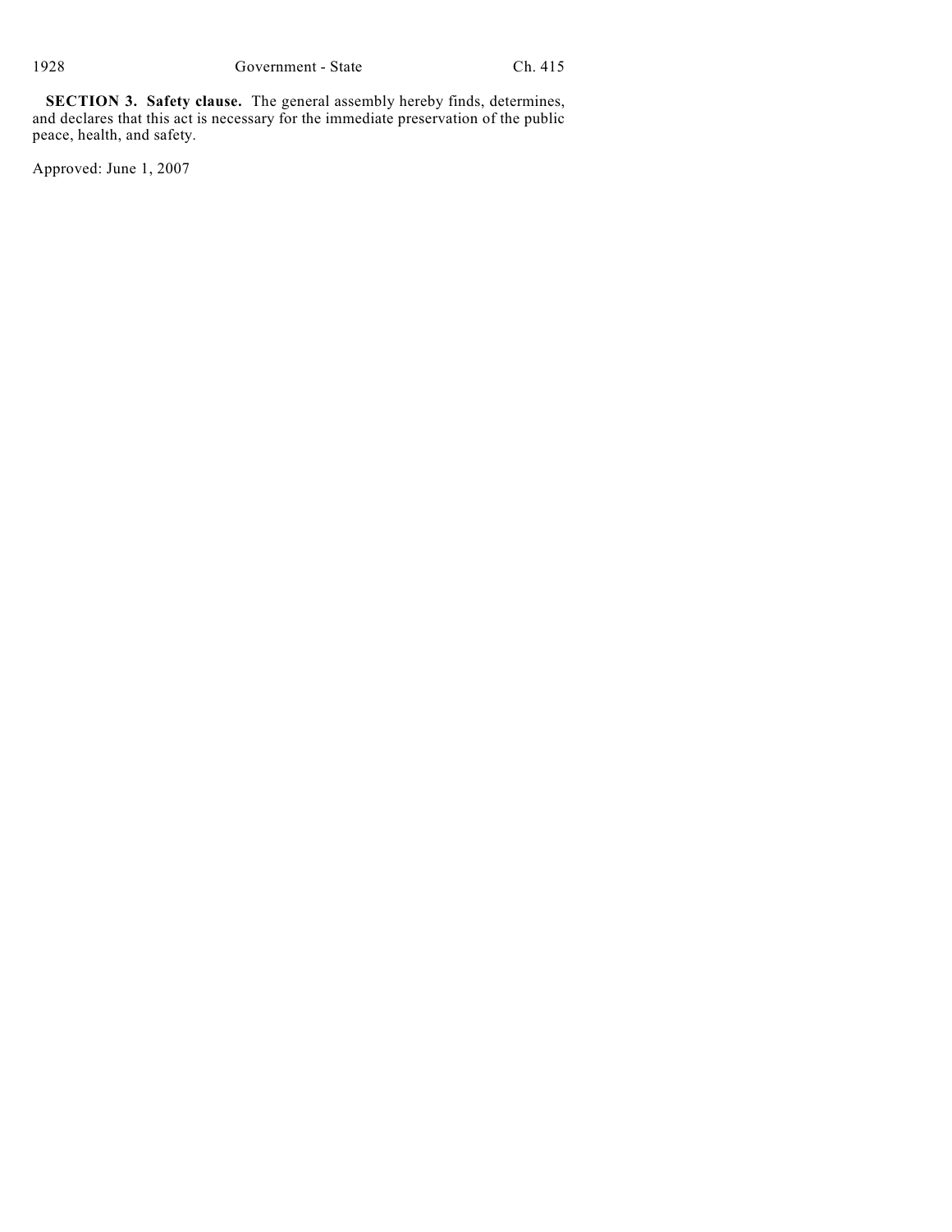**SECTION 3. Safety clause.** The general assembly hereby finds, determines, and declares that this act is necessary for the immediate preservation of the public peace, health, and safety.

Approved: June 1, 2007